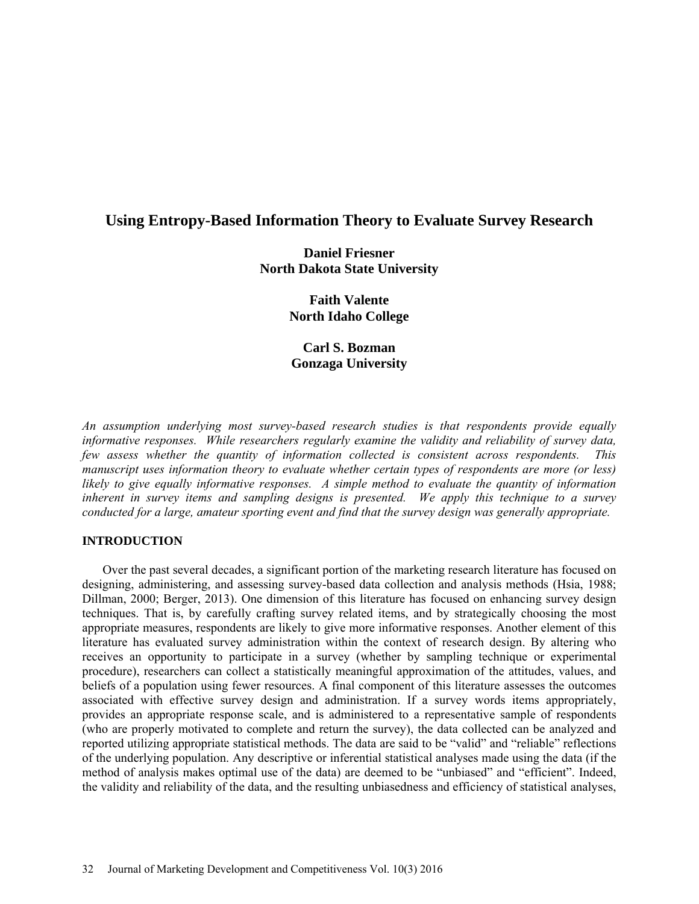# Using Entropy-Based Information Theory to Evaluate Survey Research

**Daniel Friesner**
**North Dakota State University**

**Faith Valente**
**North Idaho College**

**Carl S. Bozman**
**Gonzaga University**

*An assumption underlying most survey-based research studies is that respondents provide equally informative responses. While researchers regularly examine the validity and reliability of survey data, few assess whether the quantity of information collected is consistent across respondents. This manuscript uses information theory to evaluate whether certain types of respondents are more (or less) likely to give equally informative responses. A simple method to evaluate the quantity of information inherent in survey items and sampling designs is presented. We apply this technique to a survey conducted for a large, amateur sporting event and find that the survey design was generally appropriate.*

## INTRODUCTION

Over the past several decades, a significant portion of the marketing research literature has focused on designing, administering, and assessing survey-based data collection and analysis methods (Hsia, 1988; Dillman, 2000; Berger, 2013). One dimension of this literature has focused on enhancing survey design techniques. That is, by carefully crafting survey related items, and by strategically choosing the most appropriate measures, respondents are likely to give more informative responses. Another element of this literature has evaluated survey administration within the context of research design. By altering who receives an opportunity to participate in a survey (whether by sampling technique or experimental procedure), researchers can collect a statistically meaningful approximation of the attitudes, values, and beliefs of a population using fewer resources. A final component of this literature assesses the outcomes associated with effective survey design and administration. If a survey words items appropriately, provides an appropriate response scale, and is administered to a representative sample of respondents (who are properly motivated to complete and return the survey), the data collected can be analyzed and reported utilizing appropriate statistical methods. The data are said to be "valid" and "reliable" reflections of the underlying population. Any descriptive or inferential statistical analyses made using the data (if the method of analysis makes optimal use of the data) are deemed to be "unbiased" and "efficient". Indeed, the validity and reliability of the data, and the resulting unbiasedness and efficiency of statistical analyses,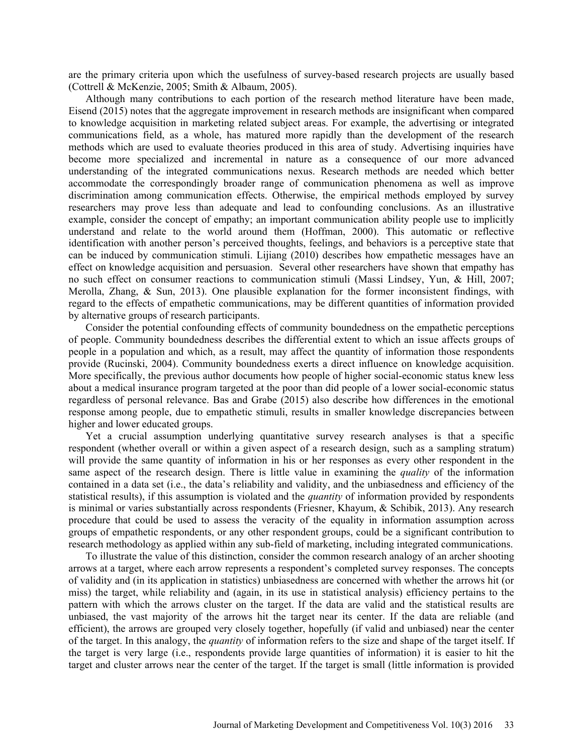are the primary criteria upon which the usefulness of survey-based research projects are usually based (Cottrell & McKenzie, 2005; Smith & Albaum, 2005).

Although many contributions to each portion of the research method literature have been made, Eisend (2015) notes that the aggregate improvement in research methods are insignificant when compared to knowledge acquisition in marketing related subject areas. For example, the advertising or integrated communications field, as a whole, has matured more rapidly than the development of the research methods which are used to evaluate theories produced in this area of study. Advertising inquiries have become more specialized and incremental in nature as a consequence of our more advanced understanding of the integrated communications nexus. Research methods are needed which better accommodate the correspondingly broader range of communication phenomena as well as improve discrimination among communication effects. Otherwise, the empirical methods employed by survey researchers may prove less than adequate and lead to confounding conclusions. As an illustrative example, consider the concept of empathy; an important communication ability people use to implicitly understand and relate to the world around them (Hoffman, 2000). This automatic or reflective identification with another person's perceived thoughts, feelings, and behaviors is a perceptive state that can be induced by communication stimuli. Lijiang (2010) describes how empathetic messages have an effect on knowledge acquisition and persuasion. Several other researchers have shown that empathy has no such effect on consumer reactions to communication stimuli (Massi Lindsey, Yun, & Hill, 2007; Merolla, Zhang, & Sun, 2013). One plausible explanation for the former inconsistent findings, with regard to the effects of empathetic communications, may be different quantities of information provided by alternative groups of research participants.

Consider the potential confounding effects of community boundedness on the empathetic perceptions of people. Community boundedness describes the differential extent to which an issue affects groups of people in a population and which, as a result, may affect the quantity of information those respondents provide (Rucinski, 2004). Community boundedness exerts a direct influence on knowledge acquisition. More specifically, the previous author documents how people of higher social-economic status knew less about a medical insurance program targeted at the poor than did people of a lower social-economic status regardless of personal relevance. Bas and Grabe (2015) also describe how differences in the emotional response among people, due to empathetic stimuli, results in smaller knowledge discrepancies between higher and lower educated groups.

Yet a crucial assumption underlying quantitative survey research analyses is that a specific respondent (whether overall or within a given aspect of a research design, such as a sampling stratum) will provide the same quantity of information in his or her responses as every other respondent in the same aspect of the research design. There is little value in examining the *quality* of the information contained in a data set (i.e., the data's reliability and validity, and the unbiasedness and efficiency of the statistical results), if this assumption is violated and the *quantity* of information provided by respondents is minimal or varies substantially across respondents (Friesner, Khayum, & Schibik, 2013). Any research procedure that could be used to assess the veracity of the equality in information assumption across groups of empathetic respondents, or any other respondent groups, could be a significant contribution to research methodology as applied within any sub-field of marketing, including integrated communications.

To illustrate the value of this distinction, consider the common research analogy of an archer shooting arrows at a target, where each arrow represents a respondent's completed survey responses. The concepts of validity and (in its application in statistics) unbiasedness are concerned with whether the arrows hit (or miss) the target, while reliability and (again, in its use in statistical analysis) efficiency pertains to the pattern with which the arrows cluster on the target. If the data are valid and the statistical results are unbiased, the vast majority of the arrows hit the target near its center. If the data are reliable (and efficient), the arrows are grouped very closely together, hopefully (if valid and unbiased) near the center of the target. In this analogy, the *quantity* of information refers to the size and shape of the target itself. If the target is very large (i.e., respondents provide large quantities of information) it is easier to hit the target and cluster arrows near the center of the target. If the target is small (little information is provided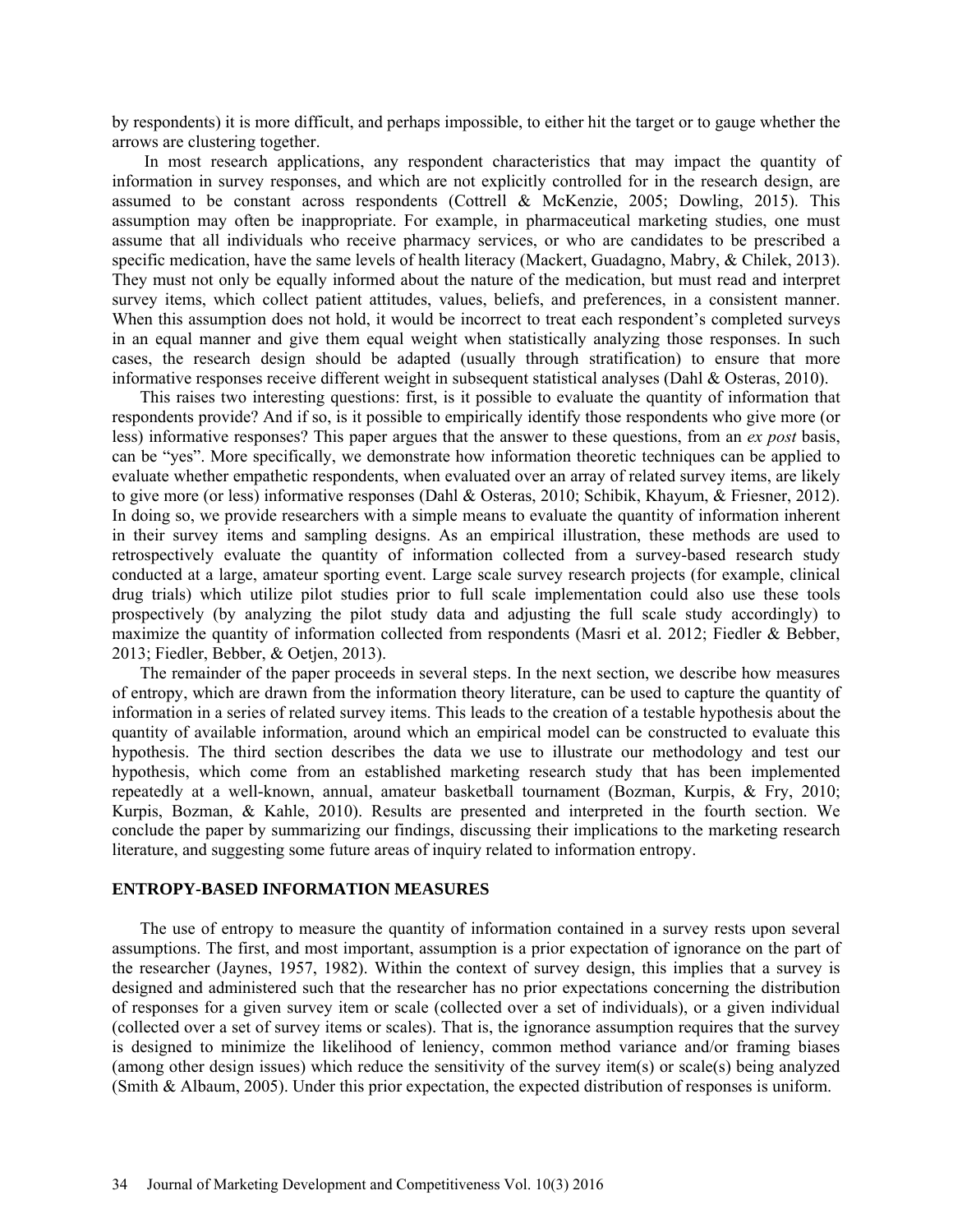by respondents) it is more difficult, and perhaps impossible, to either hit the target or to gauge whether the arrows are clustering together.

In most research applications, any respondent characteristics that may impact the quantity of information in survey responses, and which are not explicitly controlled for in the research design, are assumed to be constant across respondents (Cottrell & McKenzie, 2005; Dowling, 2015). This assumption may often be inappropriate. For example, in pharmaceutical marketing studies, one must assume that all individuals who receive pharmacy services, or who are candidates to be prescribed a specific medication, have the same levels of health literacy (Mackert, Guadagno, Mabry, & Chilek, 2013). They must not only be equally informed about the nature of the medication, but must read and interpret survey items, which collect patient attitudes, values, beliefs, and preferences, in a consistent manner. When this assumption does not hold, it would be incorrect to treat each respondent's completed surveys in an equal manner and give them equal weight when statistically analyzing those responses. In such cases, the research design should be adapted (usually through stratification) to ensure that more informative responses receive different weight in subsequent statistical analyses (Dahl & Osteras, 2010).

This raises two interesting questions: first, is it possible to evaluate the quantity of information that respondents provide? And if so, is it possible to empirically identify those respondents who give more (or less) informative responses? This paper argues that the answer to these questions, from an *ex post* basis, can be "yes". More specifically, we demonstrate how information theoretic techniques can be applied to evaluate whether empathetic respondents, when evaluated over an array of related survey items, are likely to give more (or less) informative responses (Dahl & Osteras, 2010; Schibik, Khayum, & Friesner, 2012). In doing so, we provide researchers with a simple means to evaluate the quantity of information inherent in their survey items and sampling designs. As an empirical illustration, these methods are used to retrospectively evaluate the quantity of information collected from a survey-based research study conducted at a large, amateur sporting event. Large scale survey research projects (for example, clinical drug trials) which utilize pilot studies prior to full scale implementation could also use these tools prospectively (by analyzing the pilot study data and adjusting the full scale study accordingly) to maximize the quantity of information collected from respondents (Masri et al. 2012; Fiedler & Bebber, 2013; Fiedler, Bebber, & Oetjen, 2013).

The remainder of the paper proceeds in several steps. In the next section, we describe how measures of entropy, which are drawn from the information theory literature, can be used to capture the quantity of information in a series of related survey items. This leads to the creation of a testable hypothesis about the quantity of available information, around which an empirical model can be constructed to evaluate this hypothesis. The third section describes the data we use to illustrate our methodology and test our hypothesis, which come from an established marketing research study that has been implemented repeatedly at a well-known, annual, amateur basketball tournament (Bozman, Kurpis, & Fry, 2010; Kurpis, Bozman, & Kahle, 2010). Results are presented and interpreted in the fourth section. We conclude the paper by summarizing our findings, discussing their implications to the marketing research literature, and suggesting some future areas of inquiry related to information entropy.

## ENTROPY-BASED INFORMATION MEASURES

The use of entropy to measure the quantity of information contained in a survey rests upon several assumptions. The first, and most important, assumption is a prior expectation of ignorance on the part of the researcher (Jaynes, 1957, 1982). Within the context of survey design, this implies that a survey is designed and administered such that the researcher has no prior expectations concerning the distribution of responses for a given survey item or scale (collected over a set of individuals), or a given individual (collected over a set of survey items or scales). That is, the ignorance assumption requires that the survey is designed to minimize the likelihood of leniency, common method variance and/or framing biases (among other design issues) which reduce the sensitivity of the survey item(s) or scale(s) being analyzed (Smith & Albaum, 2005). Under this prior expectation, the expected distribution of responses is uniform.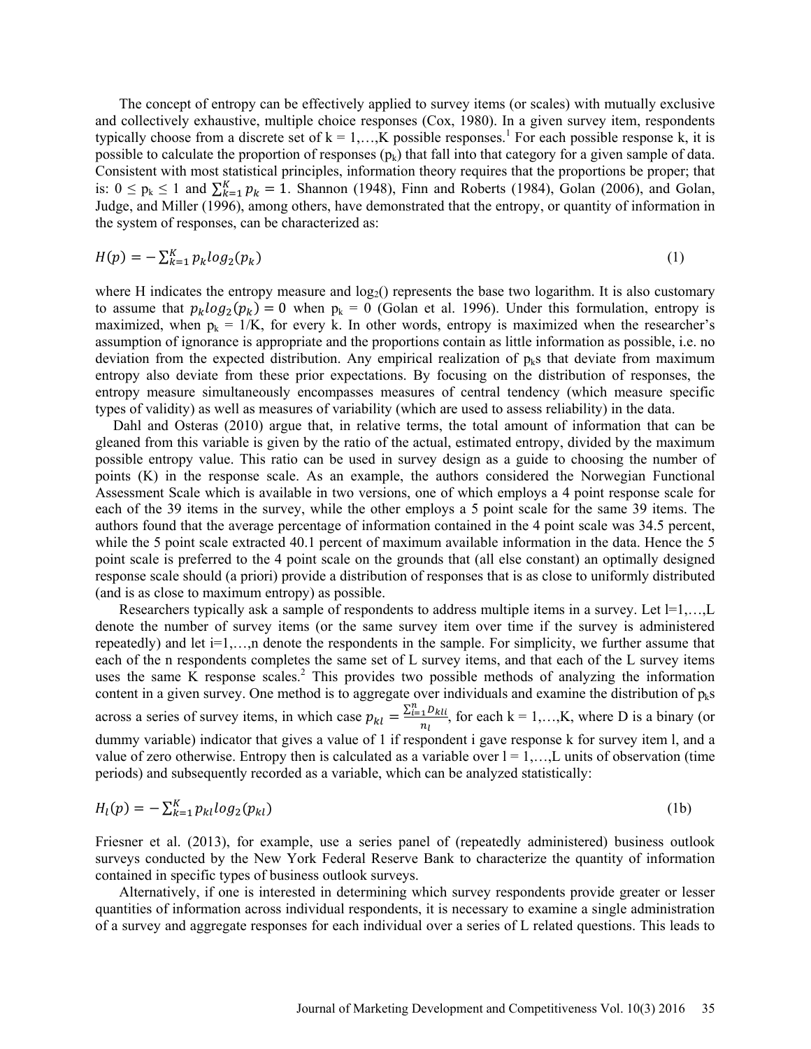The concept of entropy can be effectively applied to survey items (or scales) with mutually exclusive and collectively exhaustive, multiple choice responses (Cox, 1980). In a given survey item, respondents typically choose from a discrete set of k = 1,…,K possible responses.[1] For each possible response k, it is possible to calculate the proportion of responses ($p_k$) that fall into that category for a given sample of data. Consistent with most statistical principles, information theory requires that the proportions be proper; that is: $0 \leq p_k \leq 1$ and $\sum_{k=1}^{K} p_k = 1$. Shannon (1948), Finn and Roberts (1984), Golan (2006), and Golan, Judge, and Miller (1996), among others, have demonstrated that the entropy, or quantity of information in the system of responses, can be characterized as:

$$H(p) = -\sum_{k=1}^{K} p_k log_2(p_k) \tag{1}$$

where H indicates the entropy measure and $\log_2()$ represents the base two logarithm. It is also customary to assume that $p_k log_2(p_k) = 0$ when $p_k = 0$ (Golan et al. 1996). Under this formulation, entropy is maximized, when $p_k = 1/K$, for every k. In other words, entropy is maximized when the researcher's assumption of ignorance is appropriate and the proportions contain as little information as possible, i.e. no deviation from the expected distribution. Any empirical realization of $p_k$s that deviate from maximum entropy also deviate from these prior expectations. By focusing on the distribution of responses, the entropy measure simultaneously encompasses measures of central tendency (which measure specific types of validity) as well as measures of variability (which are used to assess reliability) in the data.

Dahl and Osteras (2010) argue that, in relative terms, the total amount of information that can be gleaned from this variable is given by the ratio of the actual, estimated entropy, divided by the maximum possible entropy value. This ratio can be used in survey design as a guide to choosing the number of points (K) in the response scale. As an example, the authors considered the Norwegian Functional Assessment Scale which is available in two versions, one of which employs a 4 point response scale for each of the 39 items in the survey, while the other employs a 5 point scale for the same 39 items. The authors found that the average percentage of information contained in the 4 point scale was 34.5 percent, while the 5 point scale extracted 40.1 percent of maximum available information in the data. Hence the 5 point scale is preferred to the 4 point scale on the grounds that (all else constant) an optimally designed response scale should (a priori) provide a distribution of responses that is as close to uniformly distributed (and is as close to maximum entropy) as possible.

Researchers typically ask a sample of respondents to address multiple items in a survey. Let l=1,…,L denote the number of survey items (or the same survey item over time if the survey is administered repeatedly) and let i=1,…,n denote the respondents in the sample. For simplicity, we further assume that each of the n respondents completes the same set of L survey items, and that each of the L survey items uses the same K response scales.[2] This provides two possible methods of analyzing the information content in a given survey. One method is to aggregate over individuals and examine the distribution of $p_k$s across a series of survey items, in which case $p_{kl} = \frac{\sum_{i=1}^{n} D_{kli}}{n_l}$, for each k = 1,…,K, where D is a binary (or dummy variable) indicator that gives a value of 1 if respondent i gave response k for survey item l, and a value of zero otherwise. Entropy then is calculated as a variable over l = 1,…,L units of observation (time periods) and subsequently recorded as a variable, which can be analyzed statistically:

$$H_l(p) = -\sum_{k=1}^{K} p_{kl} log_2(p_{kl}) \tag{1b}$$

Friesner et al. (2013), for example, use a series panel of (repeatedly administered) business outlook surveys conducted by the New York Federal Reserve Bank to characterize the quantity of information contained in specific types of business outlook surveys.

Alternatively, if one is interested in determining which survey respondents provide greater or lesser quantities of information across individual respondents, it is necessary to examine a single administration of a survey and aggregate responses for each individual over a series of L related questions. This leads to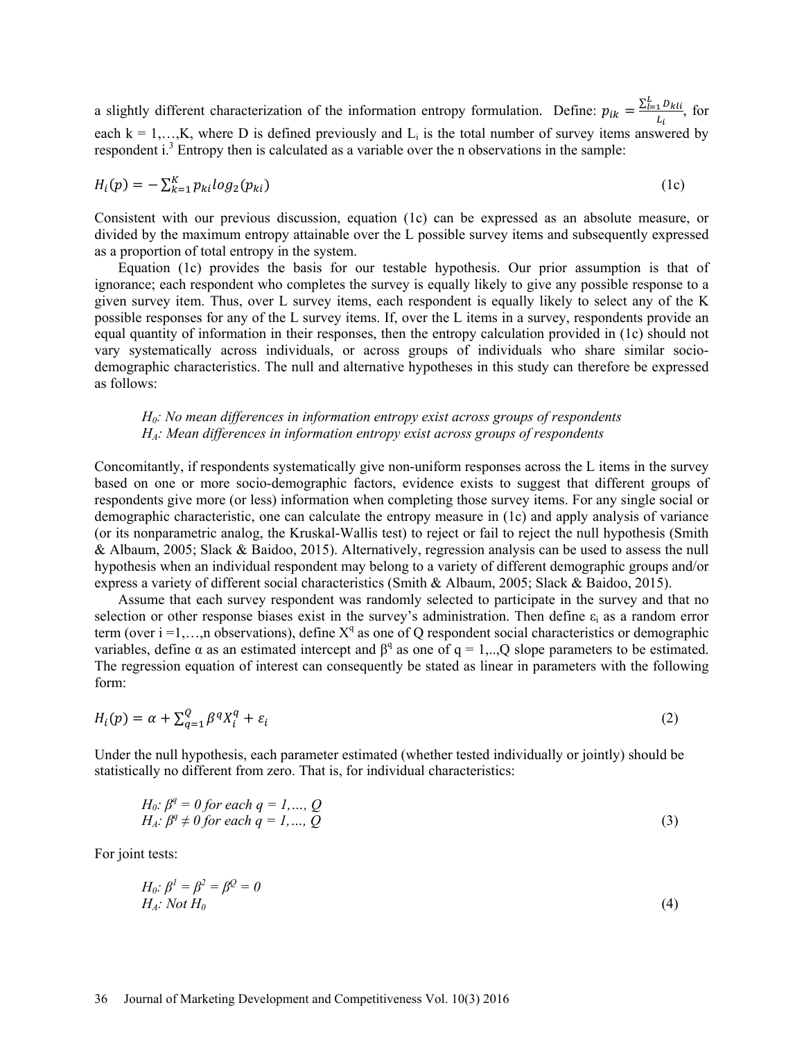a slightly different characterization of the information entropy formulation. Define: $p_{ik} = \frac{\sum_{l=1}^{L} D_{kli}}{L_i}$, for each k = 1,…,K, where D is defined previously and $L_i$ is the total number of survey items answered by respondent i.[3] Entropy then is calculated as a variable over the n observations in the sample:

$$H_i(p) = -\sum_{k=1}^{K} p_{ki} log_2(p_{ki}) \tag{1c}$$

Consistent with our previous discussion, equation (1c) can be expressed as an absolute measure, or divided by the maximum entropy attainable over the L possible survey items and subsequently expressed as a proportion of total entropy in the system.

Equation (1c) provides the basis for our testable hypothesis. Our prior assumption is that of ignorance; each respondent who completes the survey is equally likely to give any possible response to a given survey item. Thus, over L survey items, each respondent is equally likely to select any of the K possible responses for any of the L survey items. If, over the L items in a survey, respondents provide an equal quantity of information in their responses, then the entropy calculation provided in (1c) should not vary systematically across individuals, or across groups of individuals who share similar socio-demographic characteristics. The null and alternative hypotheses in this study can therefore be expressed as follows:

*$H_0$: No mean differences in information entropy exist across groups of respondents*
*$H_A$: Mean differences in information entropy exist across groups of respondents*

Concomitantly, if respondents systematically give non-uniform responses across the L items in the survey based on one or more socio-demographic factors, evidence exists to suggest that different groups of respondents give more (or less) information when completing those survey items. For any single social or demographic characteristic, one can calculate the entropy measure in (1c) and apply analysis of variance (or its nonparametric analog, the Kruskal-Wallis test) to reject or fail to reject the null hypothesis (Smith & Albaum, 2005; Slack & Baidoo, 2015). Alternatively, regression analysis can be used to assess the null hypothesis when an individual respondent may belong to a variety of different demographic groups and/or express a variety of different social characteristics (Smith & Albaum, 2005; Slack & Baidoo, 2015).

Assume that each survey respondent was randomly selected to participate in the survey and that no selection or other response biases exist in the survey's administration. Then define $\varepsilon_i$ as a random error term (over i =1,…,n observations), define $X^q$ as one of Q respondent social characteristics or demographic variables, define α as an estimated intercept and $\beta^q$ as one of q = 1,..,Q slope parameters to be estimated. The regression equation of interest can consequently be stated as linear in parameters with the following form:

$$H_i(p) = \alpha + \sum_{q=1}^{Q} \beta^q X_i^q + \varepsilon_i \tag{2}$$

Under the null hypothesis, each parameter estimated (whether tested individually or jointly) should be statistically no different from zero. That is, for individual characteristics:

$$\begin{aligned} &H_0: \beta^q = 0 \text{ for each } q = 1,\ldots, Q \\ &H_A: \beta^q \neq 0 \text{ for each } q = 1,\ldots, Q \end{aligned} \tag{3}$$

For joint tests:

$$\begin{aligned} &H_0: \beta^1 = \beta^2 = \beta^Q = 0 \\ &H_A: \text{Not } H_0 \end{aligned} \tag{4}$$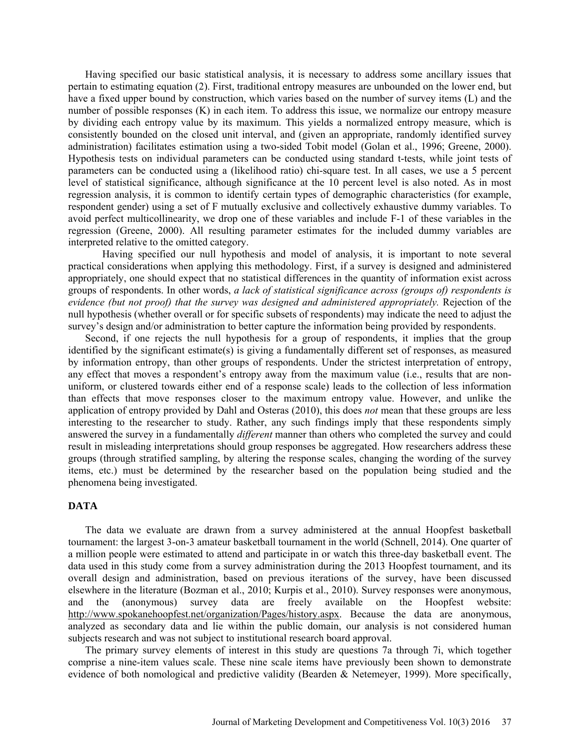Having specified our basic statistical analysis, it is necessary to address some ancillary issues that pertain to estimating equation (2). First, traditional entropy measures are unbounded on the lower end, but have a fixed upper bound by construction, which varies based on the number of survey items (L) and the number of possible responses (K) in each item. To address this issue, we normalize our entropy measure by dividing each entropy value by its maximum. This yields a normalized entropy measure, which is consistently bounded on the closed unit interval, and (given an appropriate, randomly identified survey administration) facilitates estimation using a two-sided Tobit model (Golan et al., 1996; Greene, 2000). Hypothesis tests on individual parameters can be conducted using standard t-tests, while joint tests of parameters can be conducted using a (likelihood ratio) chi-square test. In all cases, we use a 5 percent level of statistical significance, although significance at the 10 percent level is also noted. As in most regression analysis, it is common to identify certain types of demographic characteristics (for example, respondent gender) using a set of F mutually exclusive and collectively exhaustive dummy variables. To avoid perfect multicollinearity, we drop one of these variables and include F-1 of these variables in the regression (Greene, 2000). All resulting parameter estimates for the included dummy variables are interpreted relative to the omitted category.

Having specified our null hypothesis and model of analysis, it is important to note several practical considerations when applying this methodology. First, if a survey is designed and administered appropriately, one should expect that no statistical differences in the quantity of information exist across groups of respondents. In other words, *a lack of statistical significance across (groups of) respondents is evidence (but not proof) that the survey was designed and administered appropriately.* Rejection of the null hypothesis (whether overall or for specific subsets of respondents) may indicate the need to adjust the survey's design and/or administration to better capture the information being provided by respondents.

Second, if one rejects the null hypothesis for a group of respondents, it implies that the group identified by the significant estimate(s) is giving a fundamentally different set of responses, as measured by information entropy, than other groups of respondents. Under the strictest interpretation of entropy, any effect that moves a respondent's entropy away from the maximum value (i.e., results that are non-uniform, or clustered towards either end of a response scale) leads to the collection of less information than effects that move responses closer to the maximum entropy value. However, and unlike the application of entropy provided by Dahl and Osteras (2010), this does *not* mean that these groups are less interesting to the researcher to study. Rather, any such findings imply that these respondents simply answered the survey in a fundamentally *different* manner than others who completed the survey and could result in misleading interpretations should group responses be aggregated. How researchers address these groups (through stratified sampling, by altering the response scales, changing the wording of the survey items, etc.) must be determined by the researcher based on the population being studied and the phenomena being investigated.

## DATA

The data we evaluate are drawn from a survey administered at the annual Hoopfest basketball tournament: the largest 3-on-3 amateur basketball tournament in the world (Schnell, 2014). One quarter of a million people were estimated to attend and participate in or watch this three-day basketball event. The data used in this study come from a survey administration during the 2013 Hoopfest tournament, and its overall design and administration, based on previous iterations of the survey, have been discussed elsewhere in the literature (Bozman et al., 2010; Kurpis et al., 2010). Survey responses were anonymous, and the (anonymous) survey data are freely available on the Hoopfest website: http://www.spokanehoopfest.net/organization/Pages/history.aspx. Because the data are anonymous, analyzed as secondary data and lie within the public domain, our analysis is not considered human subjects research and was not subject to institutional research board approval.

The primary survey elements of interest in this study are questions 7a through 7i, which together comprise a nine-item values scale. These nine scale items have previously been shown to demonstrate evidence of both nomological and predictive validity (Bearden & Netemeyer, 1999). More specifically,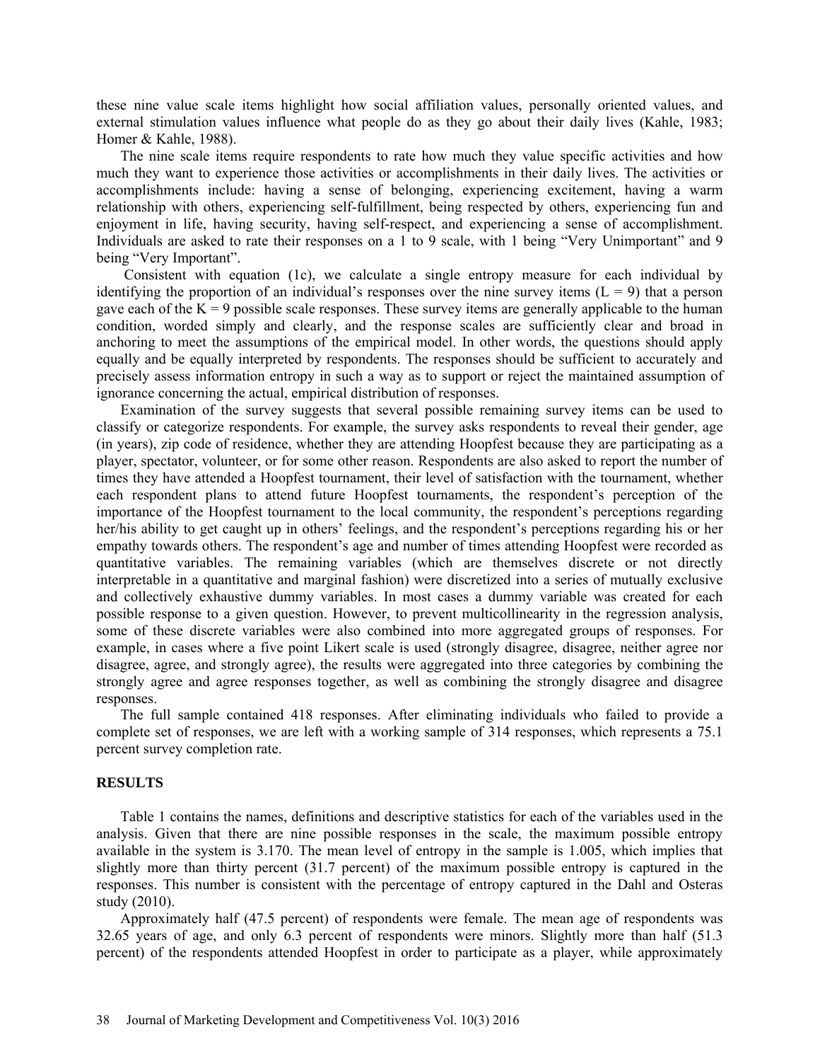these nine value scale items highlight how social affiliation values, personally oriented values, and external stimulation values influence what people do as they go about their daily lives (Kahle, 1983; Homer & Kahle, 1988).

The nine scale items require respondents to rate how much they value specific activities and how much they want to experience those activities or accomplishments in their daily lives. The activities or accomplishments include: having a sense of belonging, experiencing excitement, having a warm relationship with others, experiencing self-fulfillment, being respected by others, experiencing fun and enjoyment in life, having security, having self-respect, and experiencing a sense of accomplishment. Individuals are asked to rate their responses on a 1 to 9 scale, with 1 being "Very Unimportant" and 9 being "Very Important".

Consistent with equation (1c), we calculate a single entropy measure for each individual by identifying the proportion of an individual's responses over the nine survey items ($L = 9$) that a person gave each of the $K = 9$ possible scale responses. These survey items are generally applicable to the human condition, worded simply and clearly, and the response scales are sufficiently clear and broad in anchoring to meet the assumptions of the empirical model. In other words, the questions should apply equally and be equally interpreted by respondents. The responses should be sufficient to accurately and precisely assess information entropy in such a way as to support or reject the maintained assumption of ignorance concerning the actual, empirical distribution of responses.

Examination of the survey suggests that several possible remaining survey items can be used to classify or categorize respondents. For example, the survey asks respondents to reveal their gender, age (in years), zip code of residence, whether they are attending Hoopfest because they are participating as a player, spectator, volunteer, or for some other reason. Respondents are also asked to report the number of times they have attended a Hoopfest tournament, their level of satisfaction with the tournament, whether each respondent plans to attend future Hoopfest tournaments, the respondent's perception of the importance of the Hoopfest tournament to the local community, the respondent's perceptions regarding her/his ability to get caught up in others' feelings, and the respondent's perceptions regarding his or her empathy towards others. The respondent's age and number of times attending Hoopfest were recorded as quantitative variables. The remaining variables (which are themselves discrete or not directly interpretable in a quantitative and marginal fashion) were discretized into a series of mutually exclusive and collectively exhaustive dummy variables. In most cases a dummy variable was created for each possible response to a given question. However, to prevent multicollinearity in the regression analysis, some of these discrete variables were also combined into more aggregated groups of responses. For example, in cases where a five point Likert scale is used (strongly disagree, disagree, neither agree nor disagree, agree, and strongly agree), the results were aggregated into three categories by combining the strongly agree and agree responses together, as well as combining the strongly disagree and disagree responses.

The full sample contained 418 responses. After eliminating individuals who failed to provide a complete set of responses, we are left with a working sample of 314 responses, which represents a 75.1 percent survey completion rate.

## RESULTS

Table 1 contains the names, definitions and descriptive statistics for each of the variables used in the analysis. Given that there are nine possible responses in the scale, the maximum possible entropy available in the system is 3.170. The mean level of entropy in the sample is 1.005, which implies that slightly more than thirty percent (31.7 percent) of the maximum possible entropy is captured in the responses. This number is consistent with the percentage of entropy captured in the Dahl and Osteras study (2010).

Approximately half (47.5 percent) of respondents were female. The mean age of respondents was 32.65 years of age, and only 6.3 percent of respondents were minors. Slightly more than half (51.3 percent) of the respondents attended Hoopfest in order to participate as a player, while approximately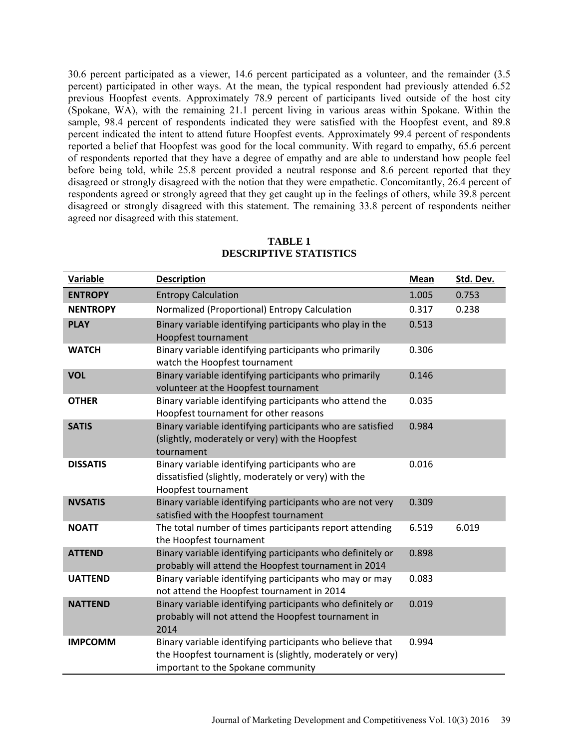30.6 percent participated as a viewer, 14.6 percent participated as a volunteer, and the remainder (3.5 percent) participated in other ways. At the mean, the typical respondent had previously attended 6.52 previous Hoopfest events. Approximately 78.9 percent of participants lived outside of the host city (Spokane, WA), with the remaining 21.1 percent living in various areas within Spokane. Within the sample, 98.4 percent of respondents indicated they were satisfied with the Hoopfest event, and 89.8 percent indicated the intent to attend future Hoopfest events. Approximately 99.4 percent of respondents reported a belief that Hoopfest was good for the local community. With regard to empathy, 65.6 percent of respondents reported that they have a degree of empathy and are able to understand how people feel before being told, while 25.8 percent provided a neutral response and 8.6 percent reported that they disagreed or strongly disagreed with the notion that they were empathetic. Concomitantly, 26.4 percent of respondents agreed or strongly agreed that they get caught up in the feelings of others, while 39.8 percent disagreed or strongly disagreed with this statement. The remaining 33.8 percent of respondents neither agreed nor disagreed with this statement.

**TABLE 1**
**DESCRIPTIVE STATISTICS**

| Variable | Description | Mean | Std. Dev. |
|---|---|---|---|
| **ENTROPY** | Entropy Calculation | 1.005 | 0.753 |
| **NENTROPY** | Normalized (Proportional) Entropy Calculation | 0.317 | 0.238 |
| **PLAY** | Binary variable identifying participants who play in the Hoopfest tournament | 0.513 | |
| **WATCH** | Binary variable identifying participants who primarily watch the Hoopfest tournament | 0.306 | |
| **VOL** | Binary variable identifying participants who primarily volunteer at the Hoopfest tournament | 0.146 | |
| **OTHER** | Binary variable identifying participants who attend the Hoopfest tournament for other reasons | 0.035 | |
| **SATIS** | Binary variable identifying participants who are satisfied (slightly, moderately or very) with the Hoopfest tournament | 0.984 | |
| **DISSATIS** | Binary variable identifying participants who are dissatisfied (slightly, moderately or very) with the Hoopfest tournament | 0.016 | |
| **NVSATIS** | Binary variable identifying participants who are not very satisfied with the Hoopfest tournament | 0.309 | |
| **NOATT** | The total number of times participants report attending the Hoopfest tournament | 6.519 | 6.019 |
| **ATTEND** | Binary variable identifying participants who definitely or probably will attend the Hoopfest tournament in 2014 | 0.898 | |
| **UATTEND** | Binary variable identifying participants who may or may not attend the Hoopfest tournament in 2014 | 0.083 | |
| **NATTEND** | Binary variable identifying participants who definitely or probably will not attend the Hoopfest tournament in 2014 | 0.019 | |
| **IMPCOMM** | Binary variable identifying participants who believe that the Hoopfest tournament is (slightly, moderately or very) important to the Spokane community | 0.994 | |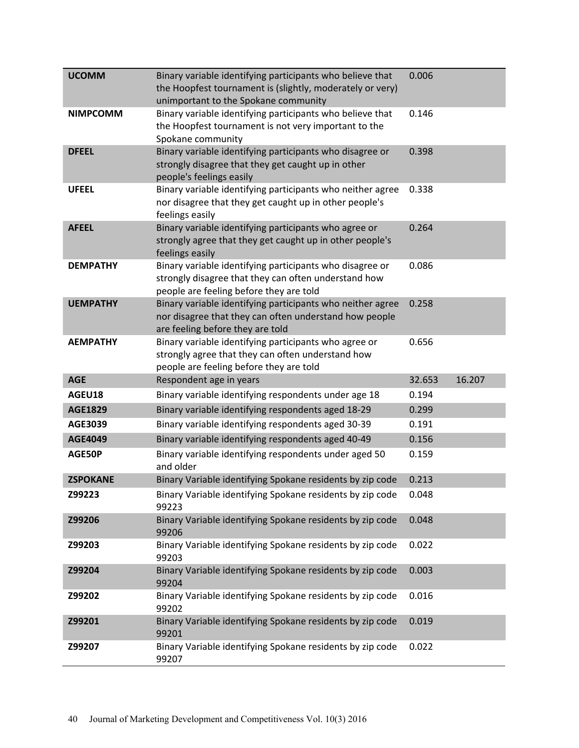| | | | |
|---|---|---|---|
| **UCOMM** | Binary variable identifying participants who believe that the Hoopfest tournament is (slightly, moderately or very) unimportant to the Spokane community | 0.006 | |
| **NIMPCOMM** | Binary variable identifying participants who believe that the Hoopfest tournament is not very important to the Spokane community | 0.146 | |
| **DFEEL** | Binary variable identifying participants who disagree or strongly disagree that they get caught up in other people's feelings easily | 0.398 | |
| **UFEEL** | Binary variable identifying participants who neither agree nor disagree that they get caught up in other people's feelings easily | 0.338 | |
| **AFEEL** | Binary variable identifying participants who agree or strongly agree that they get caught up in other people's feelings easily | 0.264 | |
| **DEMPATHY** | Binary variable identifying participants who disagree or strongly disagree that they can often understand how people are feeling before they are told | 0.086 | |
| **UEMPATHY** | Binary variable identifying participants who neither agree nor disagree that they can often understand how people are feeling before they are told | 0.258 | |
| **AEMPATHY** | Binary variable identifying participants who agree or strongly agree that they can often understand how people are feeling before they are told | 0.656 | |
| **AGE** | Respondent age in years | 32.653 | 16.207 |
| **AGEU18** | Binary variable identifying respondents under age 18 | 0.194 | |
| **AGE1829** | Binary variable identifying respondents aged 18-29 | 0.299 | |
| **AGE3039** | Binary variable identifying respondents aged 30-39 | 0.191 | |
| **AGE4049** | Binary variable identifying respondents aged 40-49 | 0.156 | |
| **AGE50P** | Binary variable identifying respondents under aged 50 and older | 0.159 | |
| **ZSPOKANE** | Binary Variable identifying Spokane residents by zip code | 0.213 | |
| **Z99223** | Binary Variable identifying Spokane residents by zip code 99223 | 0.048 | |
| **Z99206** | Binary Variable identifying Spokane residents by zip code 99206 | 0.048 | |
| **Z99203** | Binary Variable identifying Spokane residents by zip code 99203 | 0.022 | |
| **Z99204** | Binary Variable identifying Spokane residents by zip code 99204 | 0.003 | |
| **Z99202** | Binary Variable identifying Spokane residents by zip code 99202 | 0.016 | |
| **Z99201** | Binary Variable identifying Spokane residents by zip code 99201 | 0.019 | |
| **Z99207** | Binary Variable identifying Spokane residents by zip code 99207 | 0.022 | |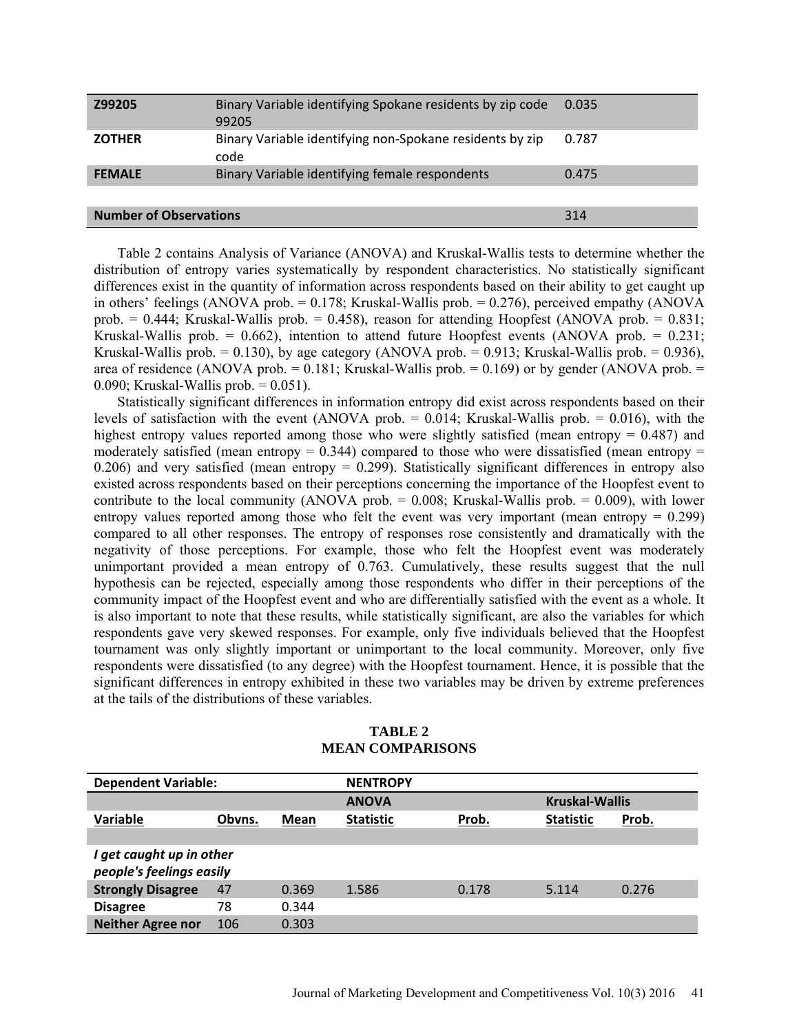| | | |
|---|---|---|
| **Z99205** | Binary Variable identifying Spokane residents by zip code 99205 | 0.035 |
| **ZOTHER** | Binary Variable identifying non-Spokane residents by zip code | 0.787 |
| **FEMALE** | Binary Variable identifying female respondents | 0.475 |
| | | |
| **Number of Observations** | | 314 |

Table 2 contains Analysis of Variance (ANOVA) and Kruskal-Wallis tests to determine whether the distribution of entropy varies systematically by respondent characteristics. No statistically significant differences exist in the quantity of information across respondents based on their ability to get caught up in others' feelings (ANOVA prob. = 0.178; Kruskal-Wallis prob. = 0.276), perceived empathy (ANOVA prob. = 0.444; Kruskal-Wallis prob. = 0.458), reason for attending Hoopfest (ANOVA prob. = 0.831; Kruskal-Wallis prob. = 0.662), intention to attend future Hoopfest events (ANOVA prob. = 0.231; Kruskal-Wallis prob. = 0.130), by age category (ANOVA prob. = 0.913; Kruskal-Wallis prob. = 0.936), area of residence (ANOVA prob. = 0.181; Kruskal-Wallis prob. = 0.169) or by gender (ANOVA prob. = 0.090; Kruskal-Wallis prob. = 0.051).

Statistically significant differences in information entropy did exist across respondents based on their levels of satisfaction with the event (ANOVA prob. = 0.014; Kruskal-Wallis prob. = 0.016), with the highest entropy values reported among those who were slightly satisfied (mean entropy = 0.487) and moderately satisfied (mean entropy = 0.344) compared to those who were dissatisfied (mean entropy = 0.206) and very satisfied (mean entropy = 0.299). Statistically significant differences in entropy also existed across respondents based on their perceptions concerning the importance of the Hoopfest event to contribute to the local community (ANOVA prob. = 0.008; Kruskal-Wallis prob. = 0.009), with lower entropy values reported among those who felt the event was very important (mean entropy = 0.299) compared to all other responses. The entropy of responses rose consistently and dramatically with the negativity of those perceptions. For example, those who felt the Hoopfest event was moderately unimportant provided a mean entropy of 0.763. Cumulatively, these results suggest that the null hypothesis can be rejected, especially among those respondents who differ in their perceptions of the community impact of the Hoopfest event and who are differentially satisfied with the event as a whole. It is also important to note that these results, while statistically significant, are also the variables for which respondents gave very skewed responses. For example, only five individuals believed that the Hoopfest tournament was only slightly important or unimportant to the local community. Moreover, only five respondents were dissatisfied (to any degree) with the Hoopfest tournament. Hence, it is possible that the significant differences in entropy exhibited in these two variables may be driven by extreme preferences at the tails of the distributions of these variables.

**TABLE 2**
**MEAN COMPARISONS**

| **Dependent Variable:** | | | **NENTROPY** | | | |
|---|---|---|---|---|---|---|
| | | | **ANOVA** | | **Kruskal-Wallis** | |
| **Variable** | **Obvns.** | **Mean** | **Statistic** | **Prob.** | **Statistic** | **Prob.** |
| | | | | | | |
| ***I get caught up in other people's feelings easily*** | | | | | | |
| **Strongly Disagree** | 47 | 0.369 | 1.586 | 0.178 | 5.114 | 0.276 |
| **Disagree** | 78 | 0.344 | | | | |
| **Neither Agree nor** | 106 | 0.303 | | | | |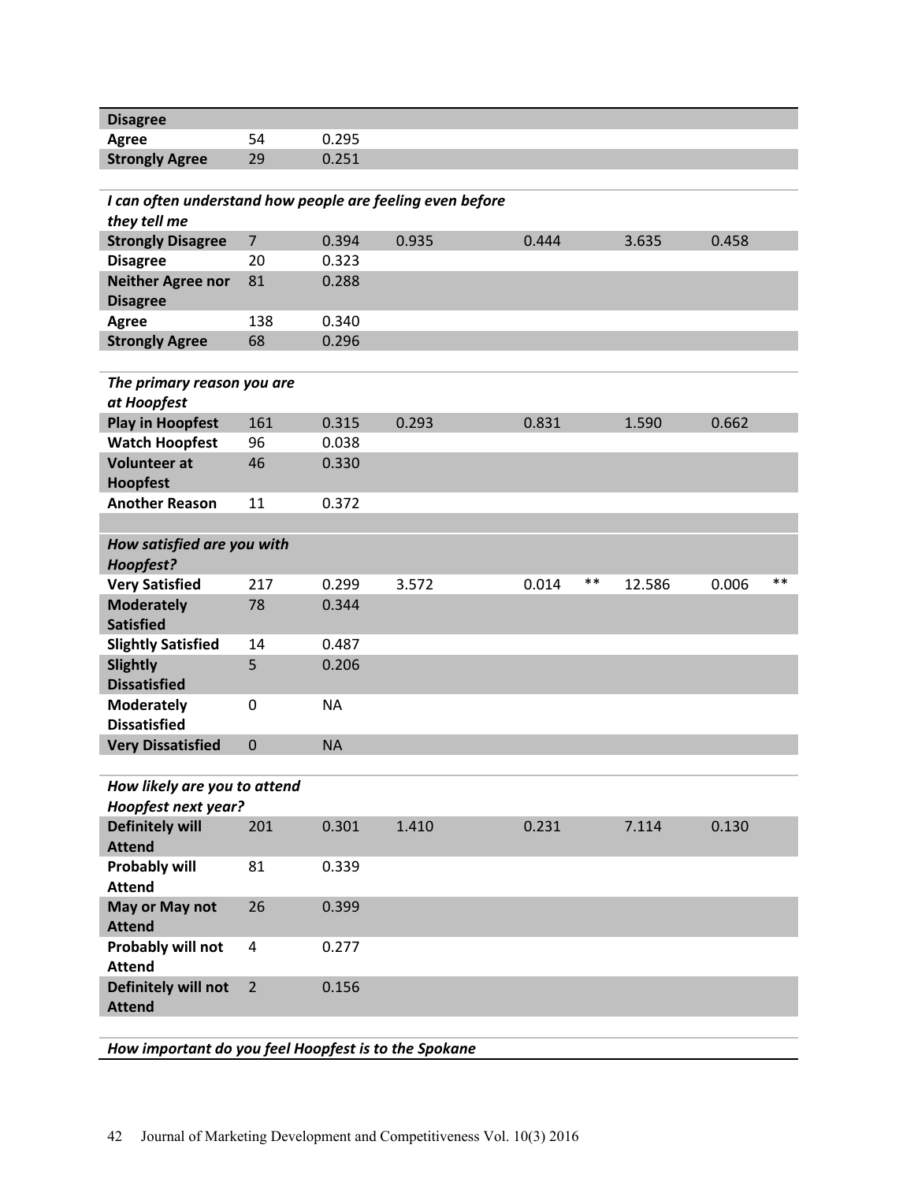| | | | | | | | | |
|---|---|---|---|---|---|---|---|---|
| **Disagree** | | | | | | | | |
| **Agree** | 54 | 0.295 | | | | | | |
| **Strongly Agree** | 29 | 0.251 | | | | | | |
| | | | | | | | | |
| ***I can often understand how people are feeling even before they tell me*** | | | | | | | | |
| **Strongly Disagree** | 7 | 0.394 | 0.935 | 0.444 | | 3.635 | 0.458 | |
| **Disagree** | 20 | 0.323 | | | | | | |
| **Neither Agree nor Disagree** | 81 | 0.288 | | | | | | |
| **Agree** | 138 | 0.340 | | | | | | |
| **Strongly Agree** | 68 | 0.296 | | | | | | |
| | | | | | | | | |
| ***The primary reason you are at Hoopfest*** | | | | | | | | |
| **Play in Hoopfest** | 161 | 0.315 | 0.293 | 0.831 | | 1.590 | 0.662 | |
| **Watch Hoopfest** | 96 | 0.038 | | | | | | |
| **Volunteer at Hoopfest** | 46 | 0.330 | | | | | | |
| **Another Reason** | 11 | 0.372 | | | | | | |
| | | | | | | | | |
| ***How satisfied are you with Hoopfest?*** | | | | | | | | |
| **Very Satisfied** | 217 | 0.299 | 3.572 | 0.014 | ** | 12.586 | 0.006 | ** |
| **Moderately Satisfied** | 78 | 0.344 | | | | | | |
| **Slightly Satisfied** | 14 | 0.487 | | | | | | |
| **Slightly Dissatisfied** | 5 | 0.206 | | | | | | |
| **Moderately Dissatisfied** | 0 | NA | | | | | | |
| **Very Dissatisfied** | 0 | NA | | | | | | |
| | | | | | | | | |
| ***How likely are you to attend Hoopfest next year?*** | | | | | | | | |
| **Definitely will Attend** | 201 | 0.301 | 1.410 | 0.231 | | 7.114 | 0.130 | |
| **Probably will Attend** | 81 | 0.339 | | | | | | |
| **May or May not Attend** | 26 | 0.399 | | | | | | |
| **Probably will not Attend** | 4 | 0.277 | | | | | | |
| **Definitely will not Attend** | 2 | 0.156 | | | | | | |
| | | | | | | | | |
| ***How important do you feel Hoopfest is to the Spokane*** | | | | | | | | |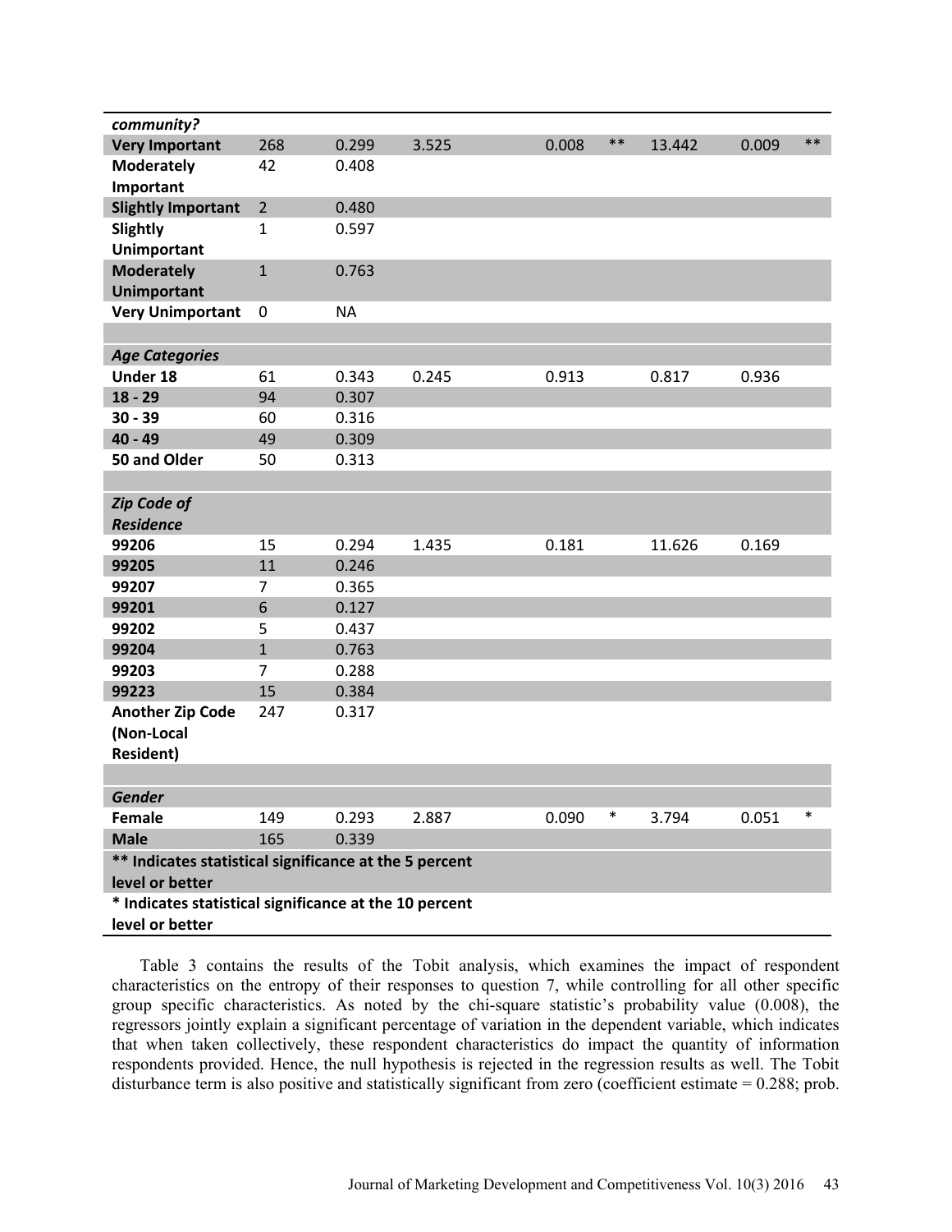| | | | | | | | | |
|---|---|---|---|---|---|---|---|---|
| ***community?*** | | | | | | | | |
| **Very Important** | 268 | 0.299 | 3.525 | 0.008 | ** | 13.442 | 0.009 | ** |
| **Moderately Important** | 42 | 0.408 | | | | | | |
| **Slightly Important** | 2 | 0.480 | | | | | | |
| **Slightly Unimportant** | 1 | 0.597 | | | | | | |
| **Moderately Unimportant** | 1 | 0.763 | | | | | | |
| **Very Unimportant** | 0 | NA | | | | | | |
| | | | | | | | | |
| ***Age Categories*** | | | | | | | | |
| **Under 18** | 61 | 0.343 | 0.245 | 0.913 | | 0.817 | 0.936 | |
| **18 - 29** | 94 | 0.307 | | | | | | |
| **30 - 39** | 60 | 0.316 | | | | | | |
| **40 - 49** | 49 | 0.309 | | | | | | |
| **50 and Older** | 50 | 0.313 | | | | | | |
| | | | | | | | | |
| ***Zip Code of Residence*** | | | | | | | | |
| **99206** | 15 | 0.294 | 1.435 | 0.181 | | 11.626 | 0.169 | |
| **99205** | 11 | 0.246 | | | | | | |
| **99207** | 7 | 0.365 | | | | | | |
| **99201** | 6 | 0.127 | | | | | | |
| **99202** | 5 | 0.437 | | | | | | |
| **99204** | 1 | 0.763 | | | | | | |
| **99203** | 7 | 0.288 | | | | | | |
| **99223** | 15 | 0.384 | | | | | | |
| **Another Zip Code (Non-Local Resident)** | 247 | 0.317 | | | | | | |
| | | | | | | | | |
| ***Gender*** | | | | | | | | |
| **Female** | 149 | 0.293 | 2.887 | 0.090 | * | 3.794 | 0.051 | * |
| **Male** | 165 | 0.339 | | | | | | |
| **\*\* Indicates statistical significance at the 5 percent level or better** | | | | | | | | |
| **\* Indicates statistical significance at the 10 percent level or better** | | | | | | | | |

Table 3 contains the results of the Tobit analysis, which examines the impact of respondent characteristics on the entropy of their responses to question 7, while controlling for all other specific group specific characteristics. As noted by the chi-square statistic's probability value (0.008), the regressors jointly explain a significant percentage of variation in the dependent variable, which indicates that when taken collectively, these respondent characteristics do impact the quantity of information respondents provided. Hence, the null hypothesis is rejected in the regression results as well. The Tobit disturbance term is also positive and statistically significant from zero (coefficient estimate = 0.288; prob.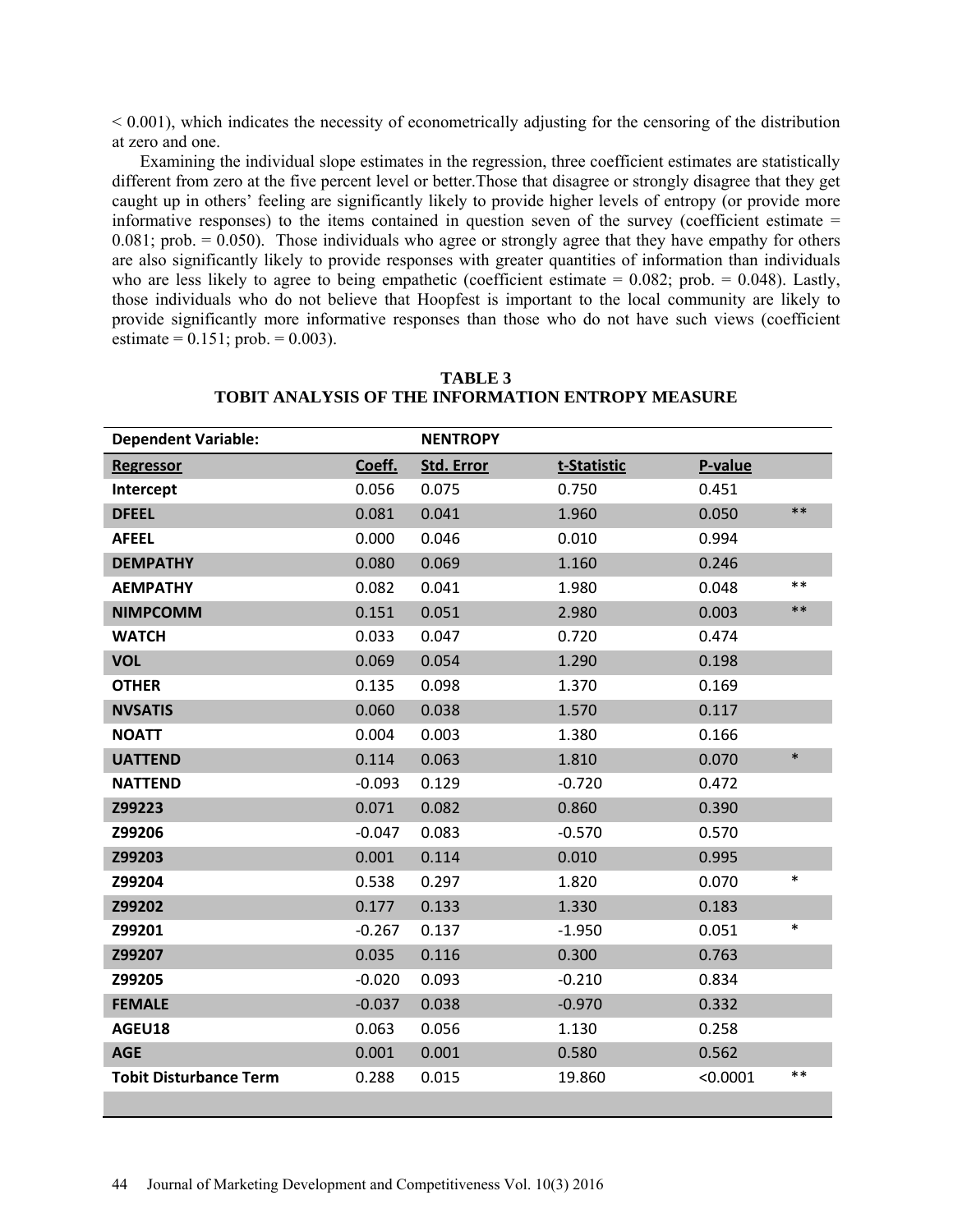< 0.001), which indicates the necessity of econometrically adjusting for the censoring of the distribution at zero and one.

Examining the individual slope estimates in the regression, three coefficient estimates are statistically different from zero at the five percent level or better.Those that disagree or strongly disagree that they get caught up in others' feeling are significantly likely to provide higher levels of entropy (or provide more informative responses) to the items contained in question seven of the survey (coefficient estimate = 0.081; prob. = 0.050). Those individuals who agree or strongly agree that they have empathy for others are also significantly likely to provide responses with greater quantities of information than individuals who are less likely to agree to being empathetic (coefficient estimate = 0.082; prob. = 0.048). Lastly, those individuals who do not believe that Hoopfest is important to the local community are likely to provide significantly more informative responses than those who do not have such views (coefficient estimate = 0.151; prob. = 0.003).

**TABLE 3**
**TOBIT ANALYSIS OF THE INFORMATION ENTROPY MEASURE**

| Dependent Variable: | | NENTROPY | | | |
|---|---|---|---|---|---|
| Regressor | Coeff. | Std. Error | t-Statistic | P-value | |
| Intercept | 0.056 | 0.075 | 0.750 | 0.451 | |
| DFEEL | 0.081 | 0.041 | 1.960 | 0.050 | ** |
| AFEEL | 0.000 | 0.046 | 0.010 | 0.994 | |
| DEMPATHY | 0.080 | 0.069 | 1.160 | 0.246 | |
| AEMPATHY | 0.082 | 0.041 | 1.980 | 0.048 | ** |
| NIMPCOMM | 0.151 | 0.051 | 2.980 | 0.003 | ** |
| WATCH | 0.033 | 0.047 | 0.720 | 0.474 | |
| VOL | 0.069 | 0.054 | 1.290 | 0.198 | |
| OTHER | 0.135 | 0.098 | 1.370 | 0.169 | |
| NVSATIS | 0.060 | 0.038 | 1.570 | 0.117 | |
| NOATT | 0.004 | 0.003 | 1.380 | 0.166 | |
| UATTEND | 0.114 | 0.063 | 1.810 | 0.070 | * |
| NATTEND | -0.093 | 0.129 | -0.720 | 0.472 | |
| Z99223 | 0.071 | 0.082 | 0.860 | 0.390 | |
| Z99206 | -0.047 | 0.083 | -0.570 | 0.570 | |
| Z99203 | 0.001 | 0.114 | 0.010 | 0.995 | |
| Z99204 | 0.538 | 0.297 | 1.820 | 0.070 | * |
| Z99202 | 0.177 | 0.133 | 1.330 | 0.183 | |
| Z99201 | -0.267 | 0.137 | -1.950 | 0.051 | * |
| Z99207 | 0.035 | 0.116 | 0.300 | 0.763 | |
| Z99205 | -0.020 | 0.093 | -0.210 | 0.834 | |
| FEMALE | -0.037 | 0.038 | -0.970 | 0.332 | |
| AGEU18 | 0.063 | 0.056 | 1.130 | 0.258 | |
| AGE | 0.001 | 0.001 | 0.580 | 0.562 | |
| Tobit Disturbance Term | 0.288 | 0.015 | 19.860 | <0.0001 | ** |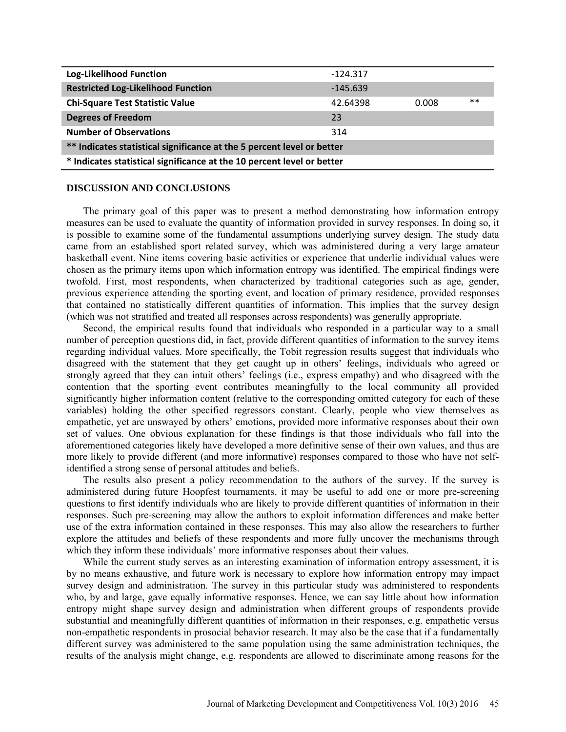| | | | |
|---|---|---|---|
| **Log-Likelihood Function** | -124.317 | | |
| **Restricted Log-Likelihood Function** | -145.639 | | |
| **Chi-Square Test Statistic Value** | 42.64398 | 0.008 | ** |
| **Degrees of Freedom** | 23 | | |
| **Number of Observations** | 314 | | |
| **** Indicates statistical significance at the 5 percent level or better** | | | |
| *** Indicates statistical significance at the 10 percent level or better** | | | |

## DISCUSSION AND CONCLUSIONS

The primary goal of this paper was to present a method demonstrating how information entropy measures can be used to evaluate the quantity of information provided in survey responses. In doing so, it is possible to examine some of the fundamental assumptions underlying survey design. The study data came from an established sport related survey, which was administered during a very large amateur basketball event. Nine items covering basic activities or experience that underlie individual values were chosen as the primary items upon which information entropy was identified. The empirical findings were twofold. First, most respondents, when characterized by traditional categories such as age, gender, previous experience attending the sporting event, and location of primary residence, provided responses that contained no statistically different quantities of information. This implies that the survey design (which was not stratified and treated all responses across respondents) was generally appropriate.

Second, the empirical results found that individuals who responded in a particular way to a small number of perception questions did, in fact, provide different quantities of information to the survey items regarding individual values. More specifically, the Tobit regression results suggest that individuals who disagreed with the statement that they get caught up in others' feelings, individuals who agreed or strongly agreed that they can intuit others' feelings (i.e., express empathy) and who disagreed with the contention that the sporting event contributes meaningfully to the local community all provided significantly higher information content (relative to the corresponding omitted category for each of these variables) holding the other specified regressors constant. Clearly, people who view themselves as empathetic, yet are unswayed by others' emotions, provided more informative responses about their own set of values. One obvious explanation for these findings is that those individuals who fall into the aforementioned categories likely have developed a more definitive sense of their own values, and thus are more likely to provide different (and more informative) responses compared to those who have not self-identified a strong sense of personal attitudes and beliefs.

The results also present a policy recommendation to the authors of the survey. If the survey is administered during future Hoopfest tournaments, it may be useful to add one or more pre-screening questions to first identify individuals who are likely to provide different quantities of information in their responses. Such pre-screening may allow the authors to exploit information differences and make better use of the extra information contained in these responses. This may also allow the researchers to further explore the attitudes and beliefs of these respondents and more fully uncover the mechanisms through which they inform these individuals' more informative responses about their values.

While the current study serves as an interesting examination of information entropy assessment, it is by no means exhaustive, and future work is necessary to explore how information entropy may impact survey design and administration. The survey in this particular study was administered to respondents who, by and large, gave equally informative responses. Hence, we can say little about how information entropy might shape survey design and administration when different groups of respondents provide substantial and meaningfully different quantities of information in their responses, e.g. empathetic versus non-empathetic respondents in prosocial behavior research. It may also be the case that if a fundamentally different survey was administered to the same population using the same administration techniques, the results of the analysis might change, e.g. respondents are allowed to discriminate among reasons for the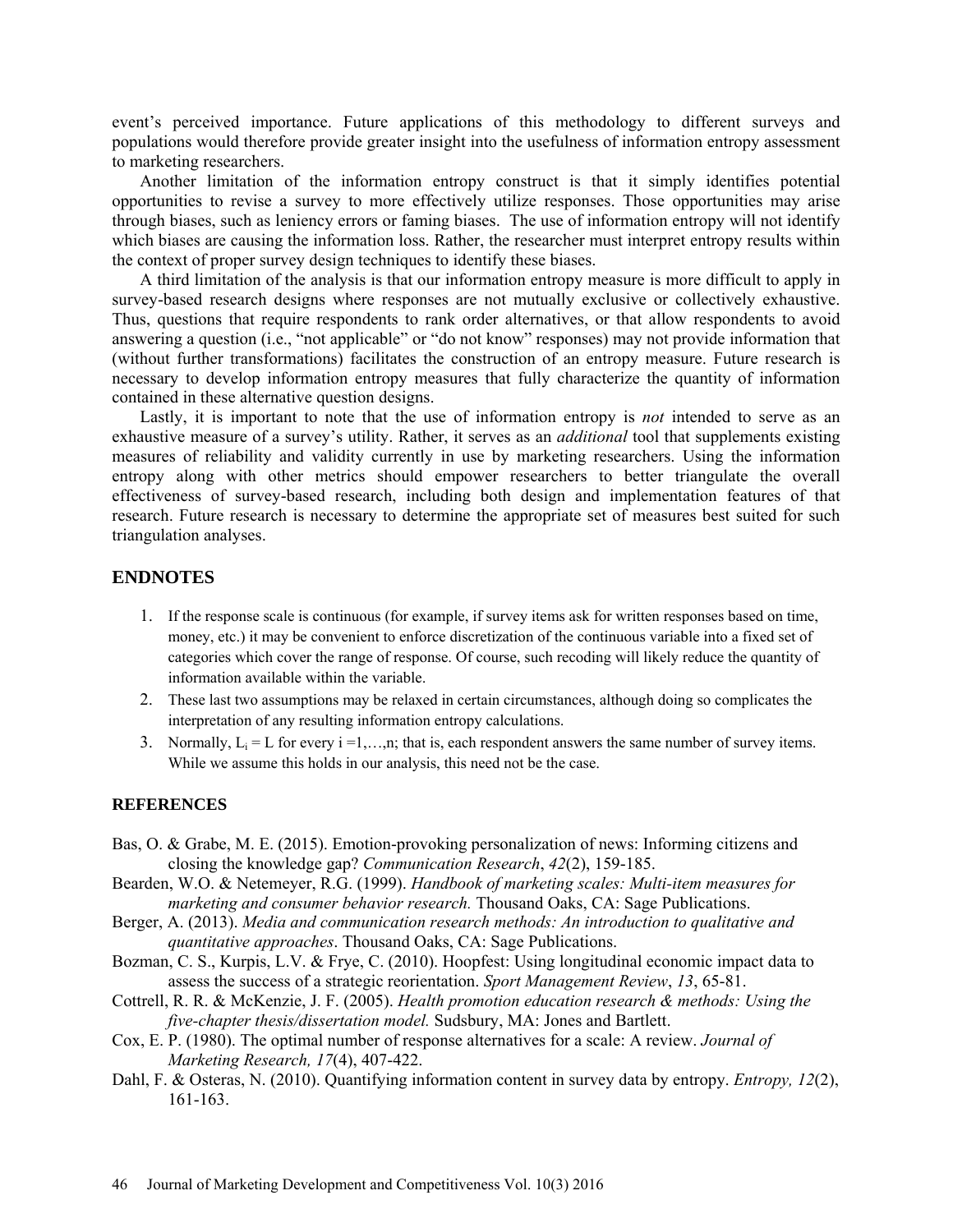event's perceived importance. Future applications of this methodology to different surveys and populations would therefore provide greater insight into the usefulness of information entropy assessment to marketing researchers.

Another limitation of the information entropy construct is that it simply identifies potential opportunities to revise a survey to more effectively utilize responses. Those opportunities may arise through biases, such as leniency errors or faming biases. The use of information entropy will not identify which biases are causing the information loss. Rather, the researcher must interpret entropy results within the context of proper survey design techniques to identify these biases.

A third limitation of the analysis is that our information entropy measure is more difficult to apply in survey-based research designs where responses are not mutually exclusive or collectively exhaustive. Thus, questions that require respondents to rank order alternatives, or that allow respondents to avoid answering a question (i.e., "not applicable" or "do not know" responses) may not provide information that (without further transformations) facilitates the construction of an entropy measure. Future research is necessary to develop information entropy measures that fully characterize the quantity of information contained in these alternative question designs.

Lastly, it is important to note that the use of information entropy is *not* intended to serve as an exhaustive measure of a survey's utility. Rather, it serves as an *additional* tool that supplements existing measures of reliability and validity currently in use by marketing researchers. Using the information entropy along with other metrics should empower researchers to better triangulate the overall effectiveness of survey-based research, including both design and implementation features of that research. Future research is necessary to determine the appropriate set of measures best suited for such triangulation analyses.

## ENDNOTES

1. If the response scale is continuous (for example, if survey items ask for written responses based on time, money, etc.) it may be convenient to enforce discretization of the continuous variable into a fixed set of categories which cover the range of response. Of course, such recoding will likely reduce the quantity of information available within the variable.
2. These last two assumptions may be relaxed in certain circumstances, although doing so complicates the interpretation of any resulting information entropy calculations.
3. Normally, $L_i = L$ for every $i = 1,\ldots,n$; that is, each respondent answers the same number of survey items. While we assume this holds in our analysis, this need not be the case.

## REFERENCES

Bas, O. & Grabe, M. E. (2015). Emotion-provoking personalization of news: Informing citizens and closing the knowledge gap? *Communication Research*, *42*(2), 159-185.

Bearden, W.O. & Netemeyer, R.G. (1999). *Handbook of marketing scales: Multi-item measures for marketing and consumer behavior research.* Thousand Oaks, CA: Sage Publications.

Berger, A. (2013). *Media and communication research methods: An introduction to qualitative and quantitative approaches*. Thousand Oaks, CA: Sage Publications.

Bozman, C. S., Kurpis, L.V. & Frye, C. (2010). Hoopfest: Using longitudinal economic impact data to assess the success of a strategic reorientation. *Sport Management Review*, *13*, 65-81.

Cottrell, R. R. & McKenzie, J. F. (2005). *Health promotion education research & methods: Using the five-chapter thesis/dissertation model.* Sudsbury, MA: Jones and Bartlett.

Cox, E. P. (1980). The optimal number of response alternatives for a scale: A review. *Journal of Marketing Research, 17*(4), 407-422.

Dahl, F. & Osteras, N. (2010). Quantifying information content in survey data by entropy. *Entropy, 12*(2), 161-163.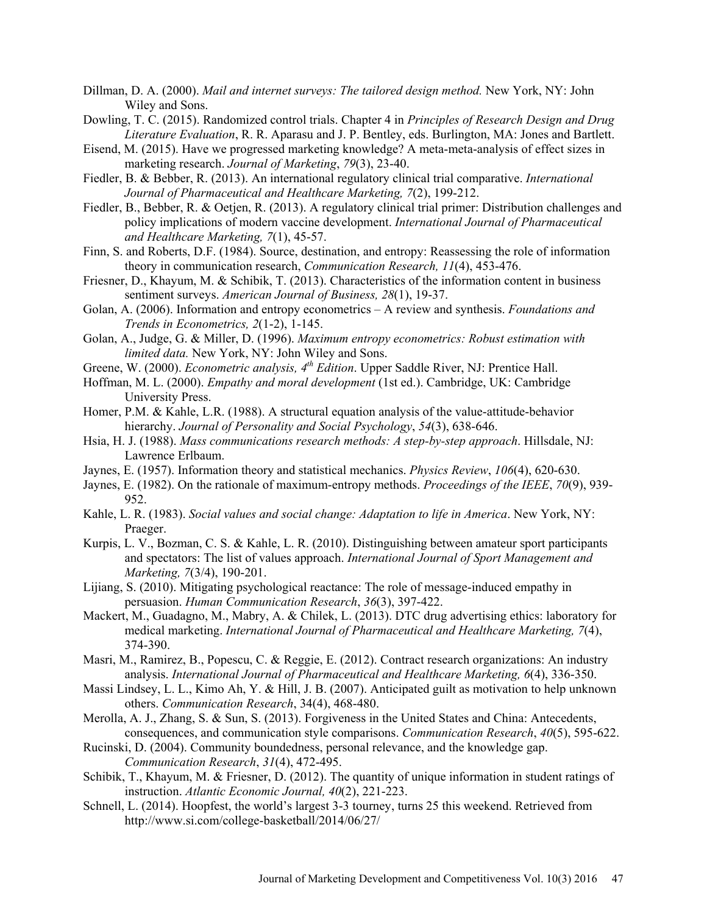Dillman, D. A. (2000). *Mail and internet surveys: The tailored design method.* New York, NY: John Wiley and Sons.

Dowling, T. C. (2015). Randomized control trials. Chapter 4 in *Principles of Research Design and Drug Literature Evaluation*, R. R. Aparasu and J. P. Bentley, eds. Burlington, MA: Jones and Bartlett.

Eisend, M. (2015). Have we progressed marketing knowledge? A meta-meta-analysis of effect sizes in marketing research. *Journal of Marketing*, *79*(3), 23-40.

Fiedler, B. & Bebber, R. (2013). An international regulatory clinical trial comparative. *International Journal of Pharmaceutical and Healthcare Marketing, 7*(2), 199-212.

Fiedler, B., Bebber, R. & Oetjen, R. (2013). A regulatory clinical trial primer: Distribution challenges and policy implications of modern vaccine development. *International Journal of Pharmaceutical and Healthcare Marketing, 7*(1), 45-57.

Finn, S. and Roberts, D.F. (1984). Source, destination, and entropy: Reassessing the role of information theory in communication research, *Communication Research, 11*(4), 453-476.

Friesner, D., Khayum, M. & Schibik, T. (2013). Characteristics of the information content in business sentiment surveys. *American Journal of Business, 28*(1), 19-37.

Golan, A. (2006). Information and entropy econometrics – A review and synthesis. *Foundations and Trends in Econometrics, 2*(1-2), 1-145.

Golan, A., Judge, G. & Miller, D. (1996). *Maximum entropy econometrics: Robust estimation with limited data.* New York, NY: John Wiley and Sons.

Greene, W. (2000). *Econometric analysis, 4th Edition*. Upper Saddle River, NJ: Prentice Hall.

Hoffman, M. L. (2000). *Empathy and moral development* (1st ed.). Cambridge, UK: Cambridge University Press.

Homer, P.M. & Kahle, L.R. (1988). A structural equation analysis of the value-attitude-behavior hierarchy. *Journal of Personality and Social Psychology*, *54*(3), 638-646.

Hsia, H. J. (1988). *Mass communications research methods: A step-by-step approach*. Hillsdale, NJ: Lawrence Erlbaum.

Jaynes, E. (1957). Information theory and statistical mechanics. *Physics Review*, *106*(4), 620-630.

Jaynes, E. (1982). On the rationale of maximum-entropy methods. *Proceedings of the IEEE*, *70*(9), 939-952.

Kahle, L. R. (1983). *Social values and social change: Adaptation to life in America*. New York, NY: Praeger.

Kurpis, L. V., Bozman, C. S. & Kahle, L. R. (2010). Distinguishing between amateur sport participants and spectators: The list of values approach. *International Journal of Sport Management and Marketing, 7*(3/4), 190-201.

Lijiang, S. (2010). Mitigating psychological reactance: The role of message-induced empathy in persuasion. *Human Communication Research*, *36*(3), 397-422.

Mackert, M., Guadagno, M., Mabry, A. & Chilek, L. (2013). DTC drug advertising ethics: laboratory for medical marketing. *International Journal of Pharmaceutical and Healthcare Marketing, 7*(4), 374-390.

Masri, M., Ramirez, B., Popescu, C. & Reggie, E. (2012). Contract research organizations: An industry analysis. *International Journal of Pharmaceutical and Healthcare Marketing, 6*(4), 336-350.

Massi Lindsey, L. L., Kimo Ah, Y. & Hill, J. B. (2007). Anticipated guilt as motivation to help unknown others. *Communication Research*, 34(4), 468-480.

Merolla, A. J., Zhang, S. & Sun, S. (2013). Forgiveness in the United States and China: Antecedents, consequences, and communication style comparisons. *Communication Research*, *40*(5), 595-622.

Rucinski, D. (2004). Community boundedness, personal relevance, and the knowledge gap. *Communication Research*, *31*(4), 472-495.

Schibik, T., Khayum, M. & Friesner, D. (2012). The quantity of unique information in student ratings of instruction. *Atlantic Economic Journal, 40*(2), 221-223.

Schnell, L. (2014). Hoopfest, the world's largest 3-3 tourney, turns 25 this weekend. Retrieved from http://www.si.com/college-basketball/2014/06/27/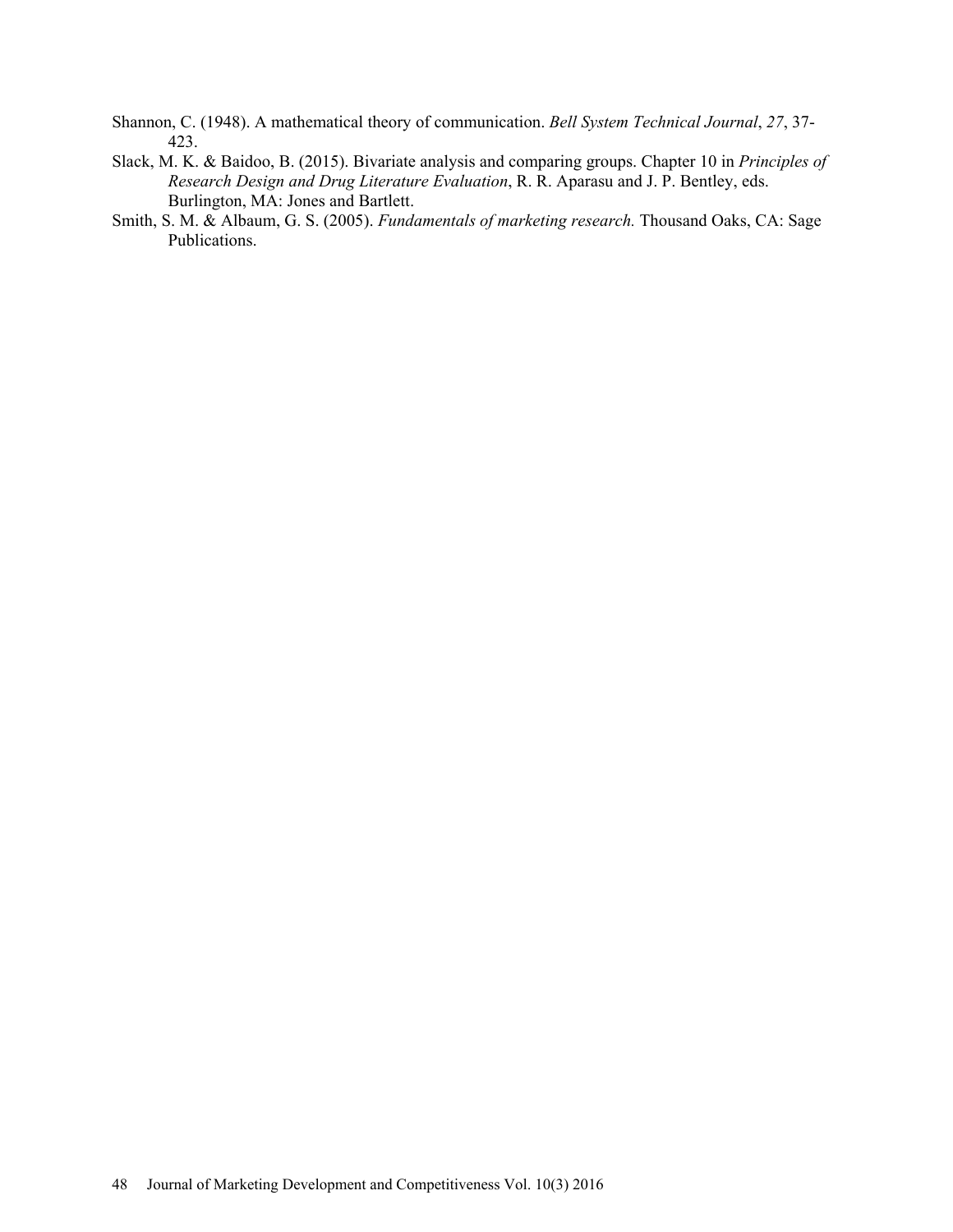Shannon, C. (1948). A mathematical theory of communication. *Bell System Technical Journal*, *27*, 37-423.

Slack, M. K. & Baidoo, B. (2015). Bivariate analysis and comparing groups. Chapter 10 in *Principles of Research Design and Drug Literature Evaluation*, R. R. Aparasu and J. P. Bentley, eds. Burlington, MA: Jones and Bartlett.

Smith, S. M. & Albaum, G. S. (2005). *Fundamentals of marketing research.* Thousand Oaks, CA: Sage Publications.